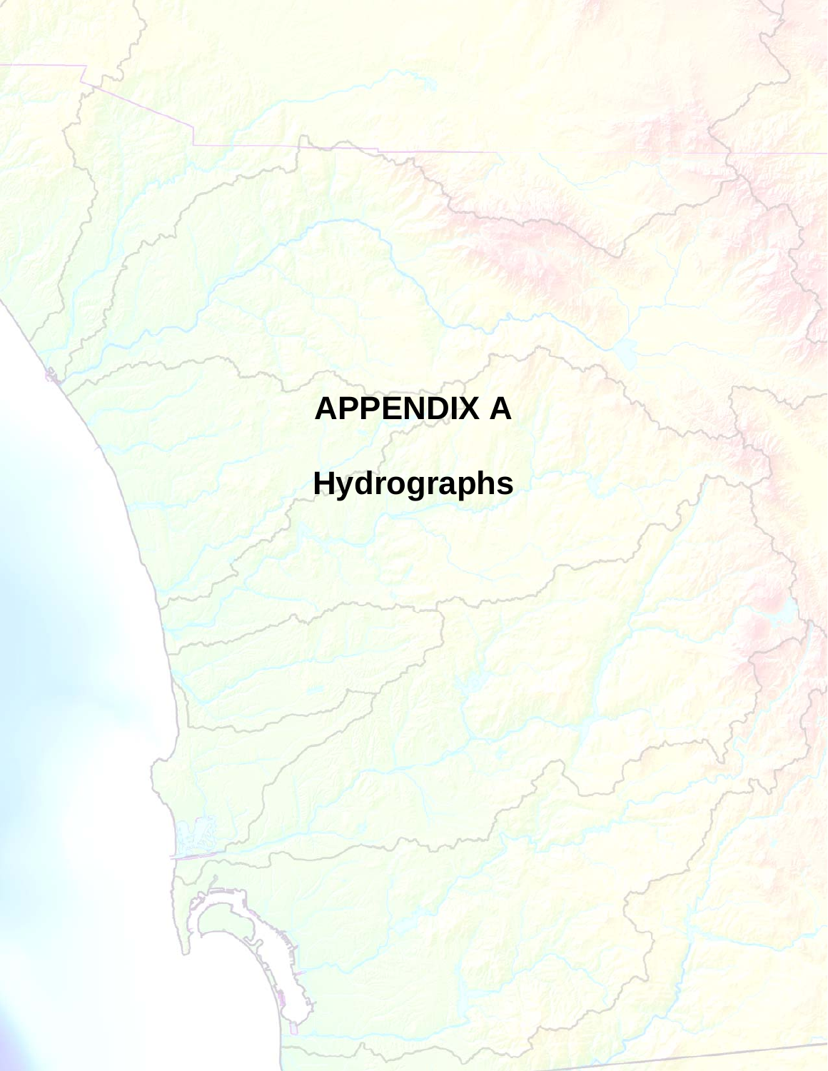# APPENDIX A

# Hydrographs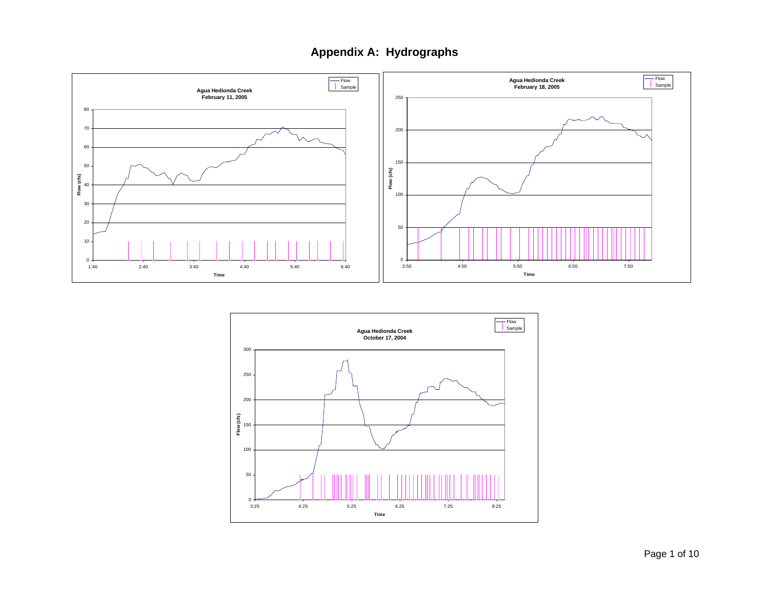# Appendix A: Hydrographs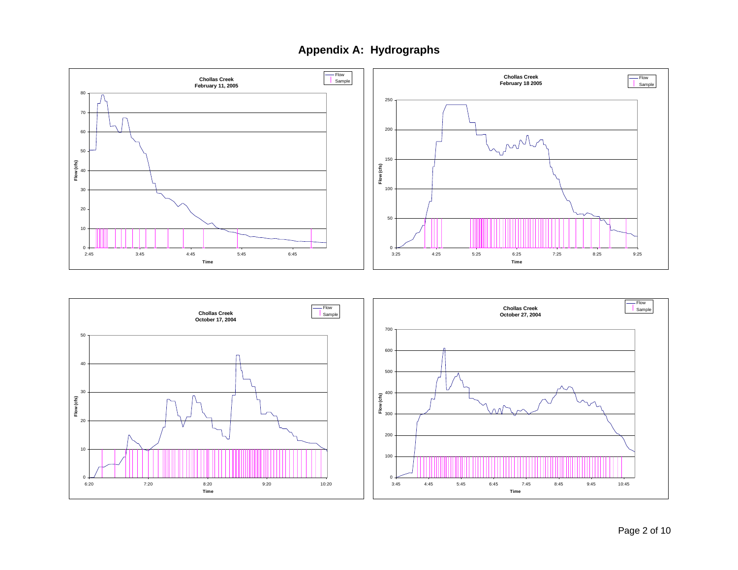# Appendix A: Hydrographs

**Chollas Creek**
**February 11, 2005**

Flow (cfs) vs. Time — Legend: Flow, Sample

**Chollas Creek**
**February 18 2005**

Flow (cfs) vs. Time — Legend: Flow, Sample

**Chollas Creek**
**October 17, 2004**

Flow (cfs) vs. Time — Legend: Flow, Sample

**Chollas Creek**
**October 27, 2004**

Flow (cfs) vs. Time — Legend: Flow, Sample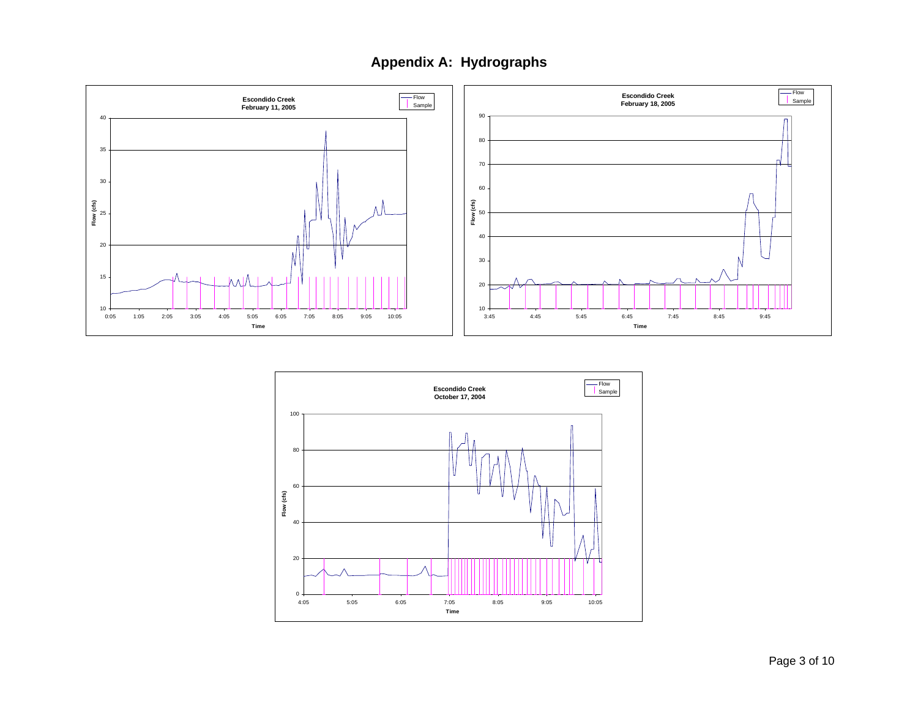# Appendix A: Hydrographs

**Escondido Creek**
**February 11, 2005**

Flow
Sample

Flow (cfs)

Time

**Escondido Creek**
**February 18, 2005**

Flow
Sample

Flow (cfs)

Time

**Escondido Creek**
**October 17, 2004**

Flow
Sample

Flow (cfs)

Time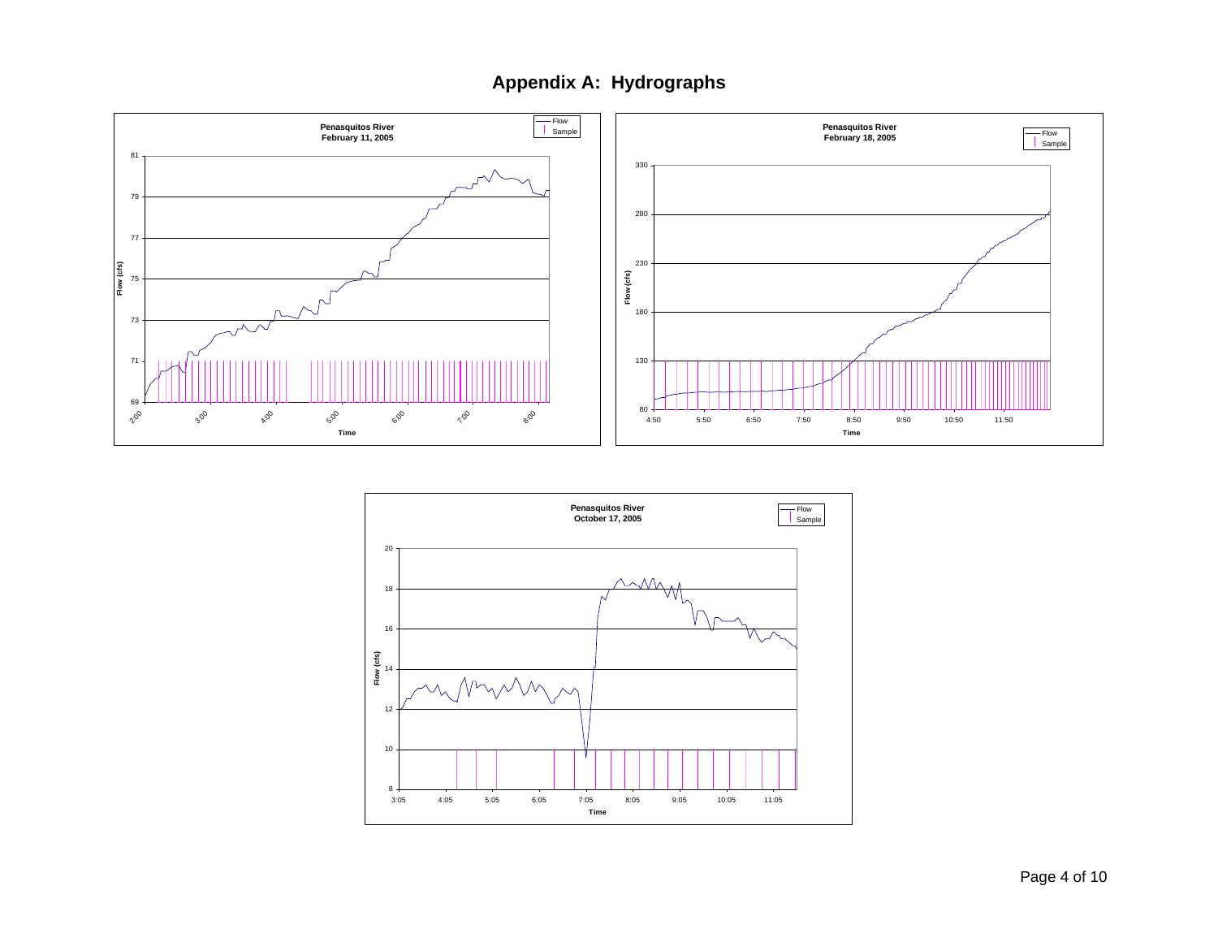# Appendix A: Hydrographs

**Penasquitos River**
**February 11, 2005**

Flow (cfs)

Time

Flow
Sample

**Penasquitos River**
**February 18, 2005**

Flow (cfs)

Time

Flow
Sample

**Penasquitos River**
**October 17, 2005**

Flow (cfs)

Time

Flow
Sample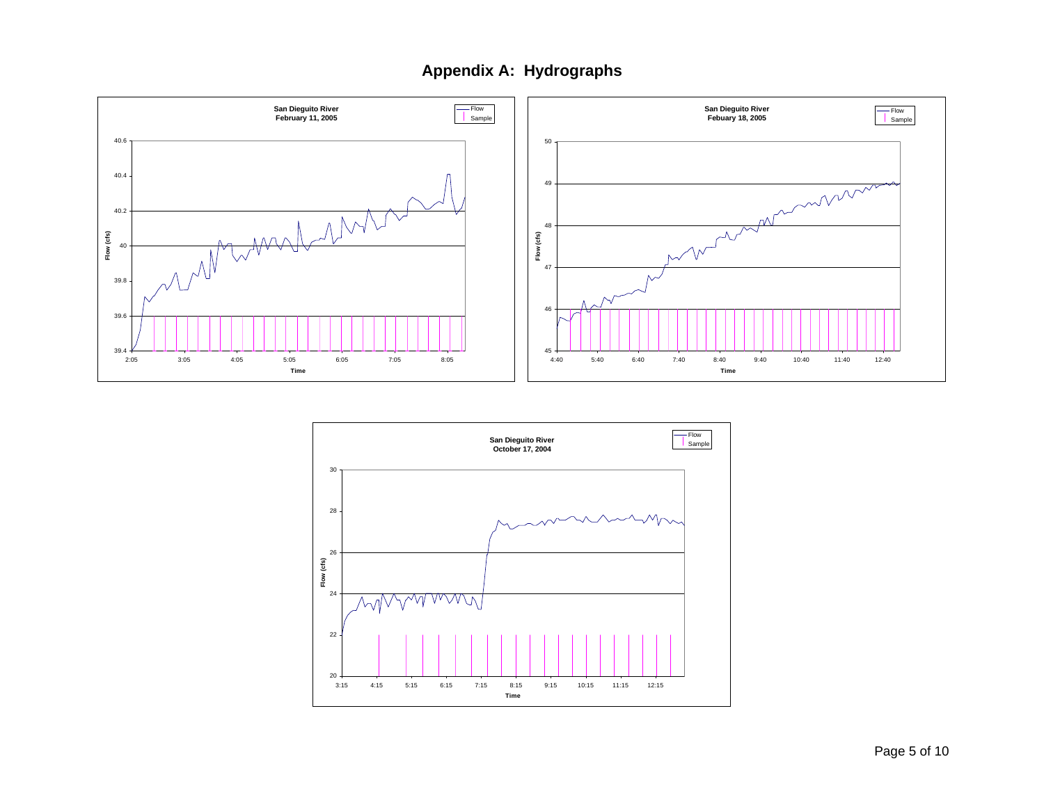# Appendix A: Hydrographs

**San Dieguito River**
**February 11, 2005**

Flow
Sample

Flow (cfs)

Time

**San Dieguito River**
**Febuary 18, 2005**

Flow
Sample

Flow (cfs)

Time

**San Dieguito River**
**October 17, 2004**

Flow
Sample

Flow (cfs)

Time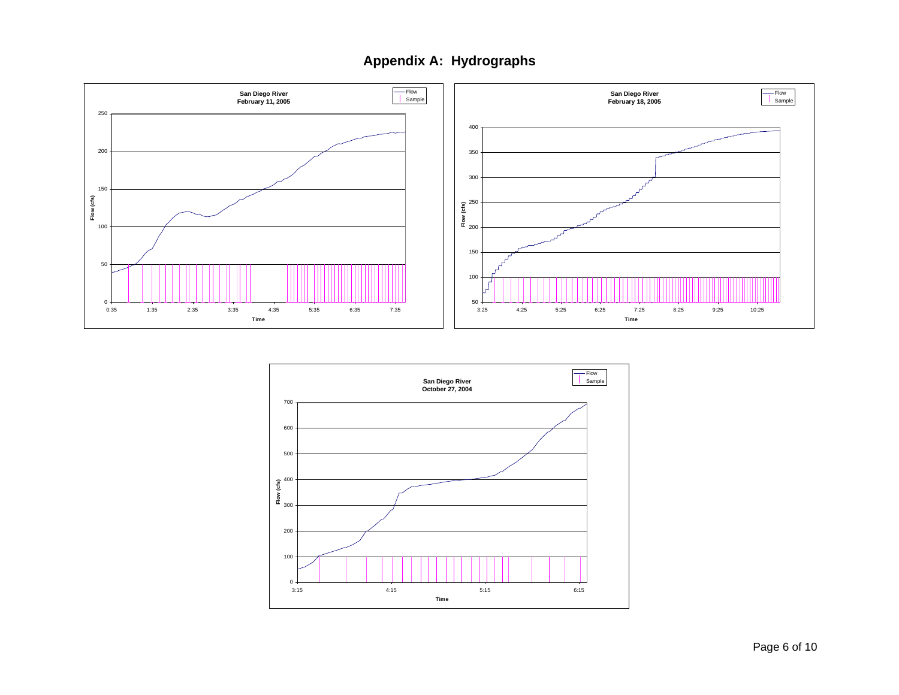# Appendix A: Hydrographs

**San Diego River**
**February 11, 2005**

Flow
Sample

Flow (cfs)

Time

**San Diego River**
**February 18, 2005**

Flow
Sample

Flow (cfs)

Time

**San Diego River**
**October 27, 2004**

Flow
Sample

Flow (cfs)

Time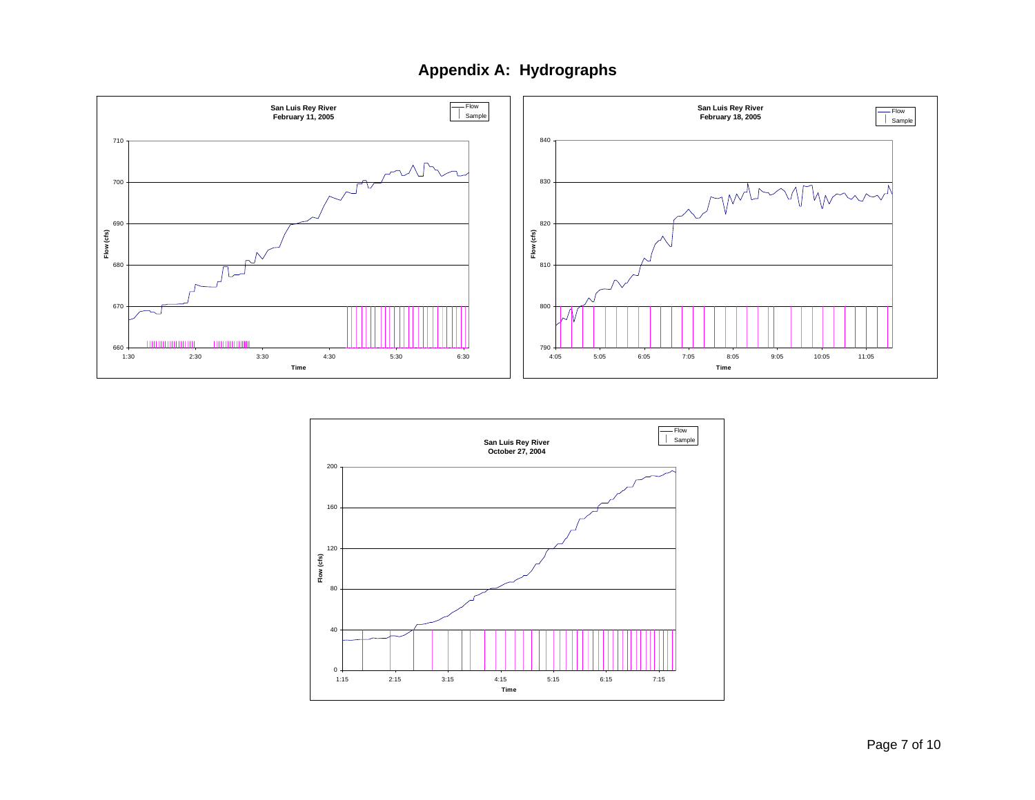# Appendix A: Hydrographs

**San Luis Rey River**
**February 11, 2005**

Flow
Sample

Flow (cfs)

710
700
690
680
670
660

1:30 2:30 3:30 4:30 5:30 6:30

Time

**San Luis Rey River**
**February 18, 2005**

Flow
Sample

Flow (cfs)

840
830
820
810
800
790

4:05 5:05 6:05 7:05 8:05 9:05 10:05 11:05

Time

**San Luis Rey River**
**October 27, 2004**

Flow
Sample

Flow (cfs)

200
160
120
80
40
0

1:15 2:15 3:15 4:15 5:15 6:15 7:15

Time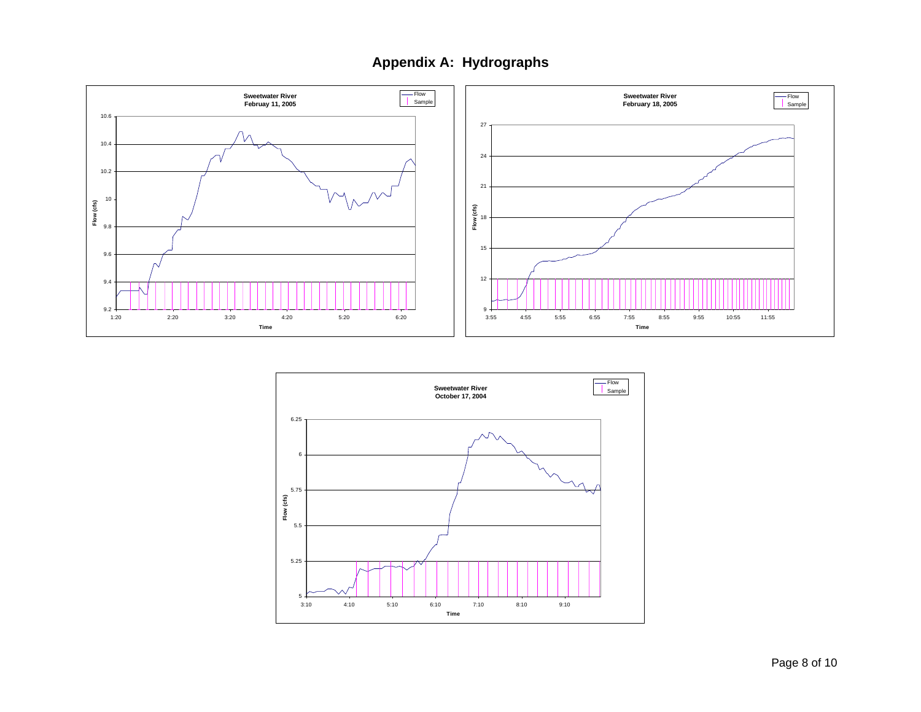# Appendix A: Hydrographs

**Sweetwater River**
**Februay 11, 2005**

Legend: Flow, Sample

Flow (cfs): 9.2, 9.4, 9.6, 9.8, 10, 10.2, 10.4, 10.6

Time: 1:20, 2:20, 3:20, 4:20, 5:20, 6:20

**Sweetwater River**
**February 18, 2005**

Legend: Flow, Sample

Flow (cfs): 9, 12, 15, 18, 21, 24, 27

Time: 3:55, 4:55, 5:55, 6:55, 7:55, 8:55, 9:55, 10:55, 11:55

**Sweetwater River**
**October 17, 2004**

Legend: Flow, Sample

Flow (cfs): 5, 5.25, 5.5, 5.75, 6, 6.25

Time: 3:10, 4:10, 5:10, 6:10, 7:10, 8:10, 9:10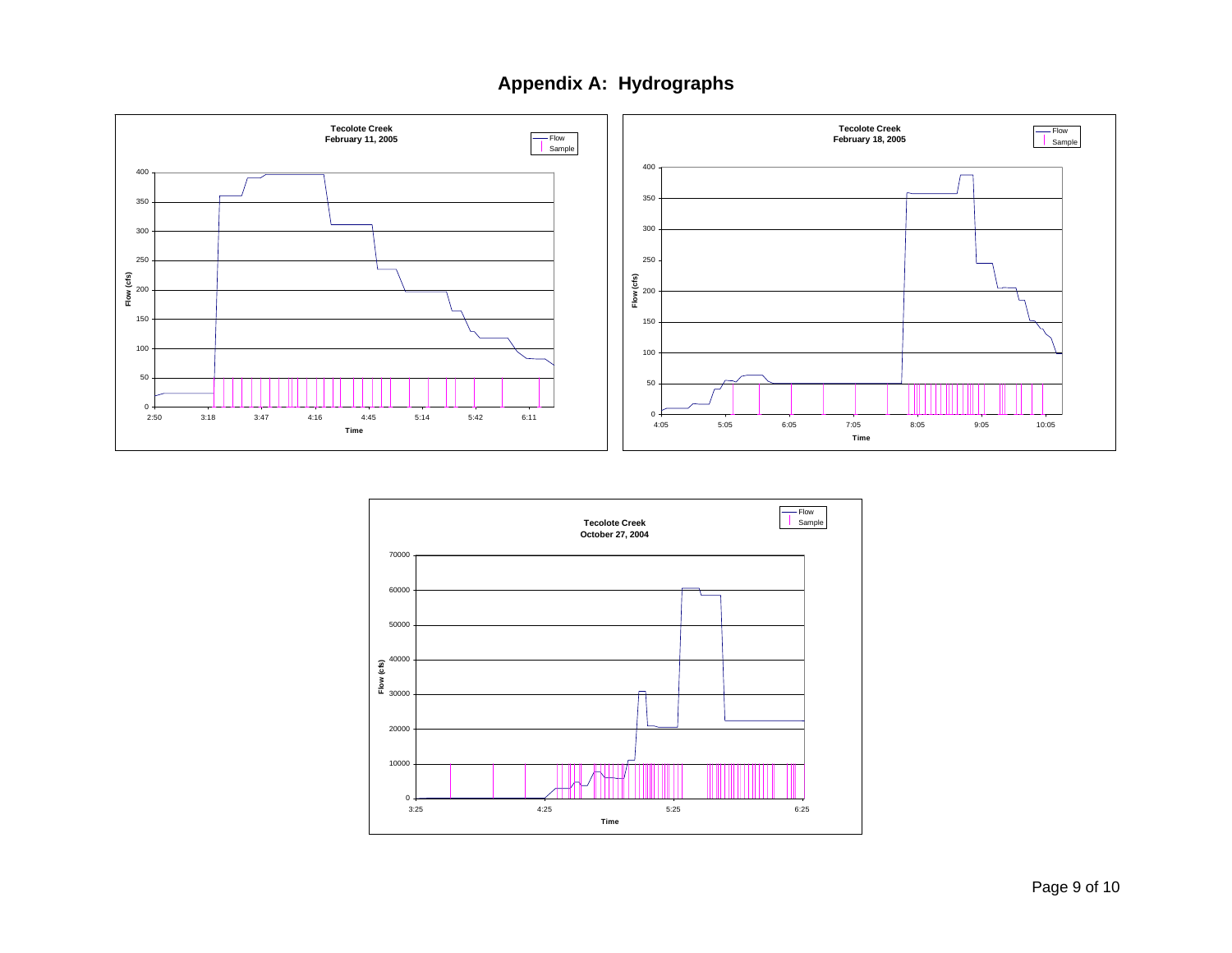# Appendix A: Hydrographs

**Tecolote Creek**
**February 11, 2005**

Flow (cfs)

Time

Flow
Sample

**Tecolote Creek**
**February 18, 2005**

Flow (cfs)

Time

Flow
Sample

**Tecolote Creek**
**October 27, 2004**

Flow (cfs)

Time

Flow
Sample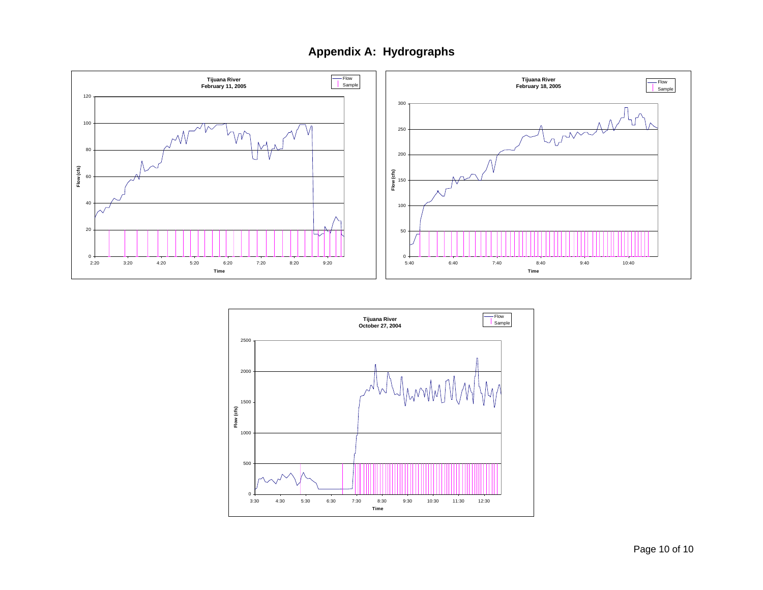# Appendix A: Hydrographs

Tijuana River
February 11, 2005

Flow
Sample

Flow (cfs)

120
100
80
60
40
20
0

2:20 3:20 4:20 5:20 6:20 7:20 8:20 9:20

Time

Tijuana River
February 18, 2005

Flow
Sample

Flow (cfs)

300
250
200
150
100
50
0

5:40 6:40 7:40 8:40 9:40 10:40

Time

Tijuana River
October 27, 2004

Flow
Sample

Flow (cfs)

2500
2000
1500
1000
500
0

3:30 4:30 5:30 6:30 7:30 8:30 9:30 10:30 11:30 12:30

Time